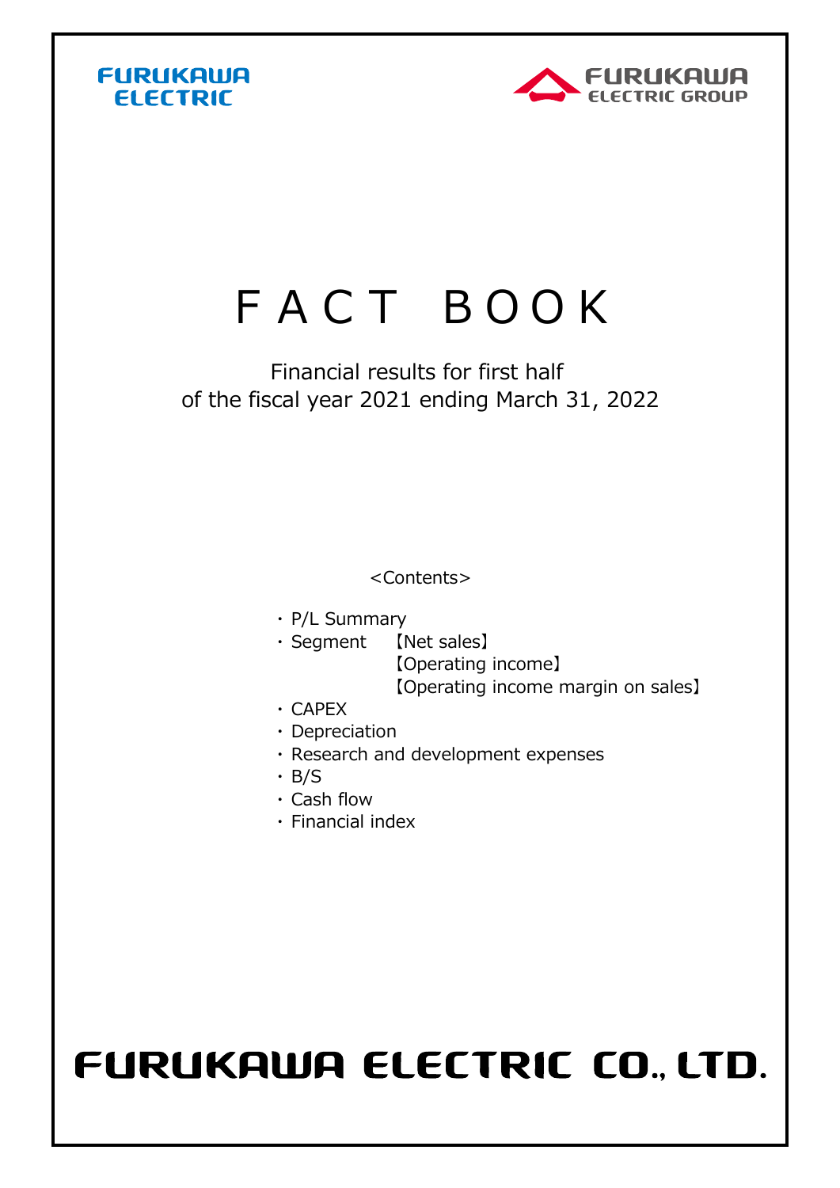FURUKAWA ELECTRIC

FURUKAWA ELECTRIC GROUP

# F A C T  B O O K

Financial results for first half
of the fiscal year 2021 ending March 31, 2022

<Contents>

- P/L Summary
- Segment 【Net sales】
  【Operating income】
  【Operating income margin on sales】
- CAPEX
- Depreciation
- Research and development expenses
- B/S
- Cash flow
- Financial index

FURUKAWA ELECTRIC CO., LTD.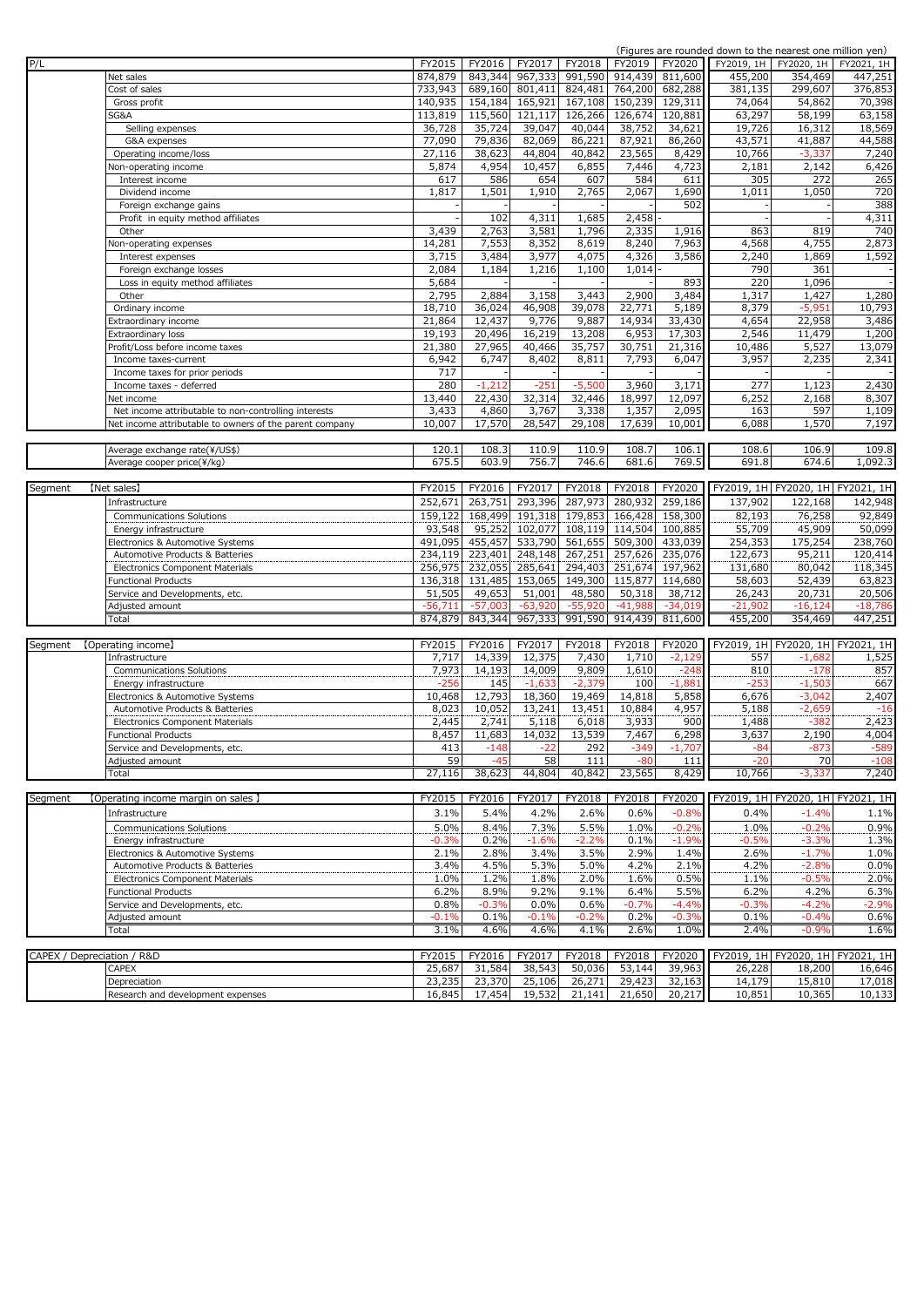(Figures are rounded down to the nearest one million yen)

| P/L | | FY2015 | FY2016 | FY2017 | FY2018 | FY2019 | FY2020 | FY2019, 1H | FY2020, 1H | FY2021, 1H |
|---|---|---|---|---|---|---|---|---|---|---|
| | Net sales | 874,879 | 843,344 | 967,333 | 991,590 | 914,439 | 811,600 | 455,200 | 354,469 | 447,251 |
| | Cost of sales | 733,943 | 689,160 | 801,411 | 824,481 | 764,200 | 682,288 | 381,135 | 299,607 | 376,853 |
| | Gross profit | 140,935 | 154,184 | 165,921 | 167,108 | 150,239 | 129,311 | 74,064 | 54,862 | 70,398 |
| | SG&A | 113,819 | 115,560 | 121,117 | 126,266 | 126,674 | 120,881 | 63,297 | 58,199 | 63,158 |
| | Selling expenses | 36,728 | 35,724 | 39,047 | 40,044 | 38,752 | 34,621 | 19,726 | 16,312 | 18,569 |
| | G&A expenses | 77,090 | 79,836 | 82,069 | 86,221 | 87,921 | 86,260 | 43,571 | 41,887 | 44,588 |
| | Operating income/loss | 27,116 | 38,623 | 44,804 | 40,842 | 23,565 | 8,429 | 10,766 | -3,337 | 7,240 |
| | Non-operating income | 5,874 | 4,954 | 10,457 | 6,855 | 7,446 | 4,723 | 2,181 | 2,142 | 6,426 |
| | Interest income | 617 | 586 | 654 | 607 | 584 | 611 | 305 | 272 | 265 |
| | Dividend income | 1,817 | 1,501 | 1,910 | 2,765 | 2,067 | 1,690 | 1,011 | 1,050 | 720 |
| | Foreign exchange gains | - | - | - | - | - | 502 | - | - | 388 |
| | Profit in equity method affiliates | - | 102 | 4,311 | 1,685 | 2,458 | - | - | - | 4,311 |
| | Other | 3,439 | 2,763 | 3,581 | 1,796 | 2,335 | 1,916 | 863 | 819 | 740 |
| | Non-operating expenses | 14,281 | 7,553 | 8,352 | 8,619 | 8,240 | 7,963 | 4,568 | 4,755 | 2,873 |
| | Interest expenses | 3,715 | 3,484 | 3,977 | 4,075 | 4,326 | 3,586 | 2,240 | 1,869 | 1,592 |
| | Foreign exchange losses | 2,084 | 1,184 | 1,216 | 1,100 | 1,014 | - | 790 | 361 | - |
| | Loss in equity method affiliates | 5,684 | - | - | - | - | 893 | 220 | 1,096 | - |
| | Other | 2,795 | 2,884 | 3,158 | 3,443 | 2,900 | 3,484 | 1,317 | 1,427 | 1,280 |
| | Ordinary income | 18,710 | 36,024 | 46,908 | 39,078 | 22,771 | 5,189 | 8,379 | -5,951 | 10,793 |
| | Extraordinary income | 21,864 | 12,437 | 9,776 | 9,887 | 14,934 | 33,430 | 4,654 | 22,958 | 3,486 |
| | Extraordinary loss | 19,193 | 20,496 | 16,219 | 13,208 | 6,953 | 17,303 | 2,546 | 11,479 | 1,200 |
| | Profit/Loss before income taxes | 21,380 | 27,965 | 40,466 | 35,757 | 30,751 | 21,316 | 10,486 | 5,527 | 13,079 |
| | Income taxes-current | 6,942 | 6,747 | 8,402 | 8,811 | 7,793 | 6,047 | 3,957 | 2,235 | 2,341 |
| | Income taxes for prior periods | 717 | - | - | - | - | - | - | - | - |
| | Income taxes - deferred | 280 | -1,212 | -251 | -5,500 | 3,960 | 3,171 | 277 | 1,123 | 2,430 |
| | Net income | 13,440 | 22,430 | 32,314 | 32,446 | 18,997 | 12,097 | 6,252 | 2,168 | 8,307 |
| | Net income attributable to non-controlling interests | 3,433 | 4,860 | 3,767 | 3,338 | 1,357 | 2,095 | 163 | 597 | 1,109 |
| | Net income attributable to owners of the parent company | 10,007 | 17,570 | 28,547 | 29,108 | 17,639 | 10,001 | 6,088 | 1,570 | 7,197 |
| | Average exchange rate(¥/US$) | 120.1 | 108.3 | 110.9 | 110.9 | 108.7 | 106.1 | 108.6 | 106.9 | 109.8 |
| | Average cooper price(¥/kg) | 675.5 | 603.9 | 756.7 | 746.6 | 681.6 | 769.5 | 691.8 | 674.6 | 1,092.3 |

| Segment | 【Net sales】 | FY2015 | FY2016 | FY2017 | FY2018 | FY2018 | FY2020 | FY2019, 1H | FY2020, 1H | FY2021, 1H |
|---|---|---|---|---|---|---|---|---|---|---|
| | Infrastructure | 252,671 | 263,751 | 293,396 | 287,973 | 280,932 | 259,186 | 137,902 | 122,168 | 142,948 |
| | Communications Solutions | 159,122 | 168,499 | 191,318 | 179,853 | 166,428 | 158,300 | 82,193 | 76,258 | 92,849 |
| | Energy infrastructure | 93,548 | 95,252 | 102,077 | 108,119 | 114,504 | 100,885 | 55,709 | 45,909 | 50,099 |
| | Electronics & Automotive Systems | 491,095 | 455,457 | 533,790 | 561,655 | 509,300 | 433,039 | 254,353 | 175,254 | 238,760 |
| | Automotive Products & Batteries | 234,119 | 223,401 | 248,148 | 267,251 | 257,626 | 235,076 | 122,673 | 95,211 | 120,414 |
| | Electronics Component Materials | 256,975 | 232,055 | 285,641 | 294,403 | 251,674 | 197,962 | 131,680 | 80,042 | 118,345 |
| | Functional Products | 136,318 | 131,485 | 153,065 | 149,300 | 115,877 | 114,680 | 58,603 | 52,439 | 63,823 |
| | Service and Developments, etc. | 51,505 | 49,653 | 51,001 | 48,580 | 50,318 | 38,712 | 26,243 | 20,731 | 20,506 |
| | Adjusted amount | -56,711 | -57,003 | -63,920 | -55,920 | -41,988 | -34,019 | -21,902 | -16,124 | -18,786 |
| | Total | 874,879 | 843,344 | 967,333 | 991,590 | 914,439 | 811,600 | 455,200 | 354,469 | 447,251 |

| Segment | 【Operating income】 | FY2015 | FY2016 | FY2017 | FY2018 | FY2018 | FY2020 | FY2019, 1H | FY2020, 1H | FY2021, 1H |
|---|---|---|---|---|---|---|---|---|---|---|
| | Infrastructure | 7,717 | 14,339 | 12,375 | 7,430 | 1,710 | -2,129 | 557 | -1,682 | 1,525 |
| | Communications Solutions | 7,973 | 14,193 | 14,009 | 9,809 | 1,610 | -248 | 810 | -178 | 857 |
| | Energy infrastructure | -256 | 145 | -1,633 | -2,379 | 100 | -1,881 | -253 | -1,503 | 667 |
| | Electronics & Automotive Systems | 10,468 | 12,793 | 18,360 | 19,469 | 14,818 | 5,858 | 6,676 | -3,042 | 2,407 |
| | Automotive Products & Batteries | 8,023 | 10,052 | 13,241 | 13,451 | 10,884 | 4,957 | 5,188 | -2,659 | -16 |
| | Electronics Component Materials | 2,445 | 2,741 | 5,118 | 6,018 | 3,933 | 900 | 1,488 | -382 | 2,423 |
| | Functional Products | 8,457 | 11,683 | 14,032 | 13,539 | 7,467 | 6,298 | 3,637 | 2,190 | 4,004 |
| | Service and Developments, etc. | 413 | -148 | -22 | 292 | -349 | -1,707 | -84 | -873 | -589 |
| | Adjusted amount | 59 | -45 | 58 | 111 | -80 | 111 | -20 | 70 | -108 |
| | Total | 27,116 | 38,623 | 44,804 | 40,842 | 23,565 | 8,429 | 10,766 | -3,337 | 7,240 |

| Segment | 【Operating income margin on sales】 | FY2015 | FY2016 | FY2017 | FY2018 | FY2018 | FY2020 | FY2019, 1H | FY2020, 1H | FY2021, 1H |
|---|---|---|---|---|---|---|---|---|---|---|
| | Infrastructure | 3.1% | 5.4% | 4.2% | 2.6% | 0.6% | -0.8% | 0.4% | -1.4% | 1.1% |
| | Communications Solutions | 5.0% | 8.4% | 7.3% | 5.5% | 1.0% | -0.2% | 1.0% | -0.2% | 0.9% |
| | Energy infrastructure | -0.3% | 0.2% | -1.6% | -2.2% | 0.1% | -1.9% | -0.5% | -3.3% | 1.3% |
| | Electronics & Automotive Systems | 2.1% | 2.8% | 3.4% | 3.5% | 2.9% | 1.4% | 2.6% | -1.7% | 1.0% |
| | Automotive Products & Batteries | 3.4% | 4.5% | 5.3% | 5.0% | 4.2% | 2.1% | 4.2% | -2.8% | 0.0% |
| | Electronics Component Materials | 1.0% | 1.2% | 1.8% | 2.0% | 1.6% | 0.5% | 1.1% | -0.5% | 2.0% |
| | Functional Products | 6.2% | 8.9% | 9.2% | 9.1% | 6.4% | 5.5% | 6.2% | 4.2% | 6.3% |
| | Service and Developments, etc. | 0.8% | -0.3% | 0.0% | 0.6% | -0.7% | -4.4% | -0.3% | -4.2% | -2.9% |
| | Adjusted amount | -0.1% | 0.1% | -0.1% | -0.2% | 0.2% | -0.3% | 0.1% | -0.4% | 0.6% |
| | Total | 3.1% | 4.6% | 4.6% | 4.1% | 2.6% | 1.0% | 2.4% | -0.9% | 1.6% |

| CAPEX / Depreciation / R&D | | FY2015 | FY2016 | FY2017 | FY2018 | FY2018 | FY2020 | FY2019, 1H | FY2020, 1H | FY2021, 1H |
|---|---|---|---|---|---|---|---|---|---|---|
| | CAPEX | 25,687 | 31,584 | 38,543 | 50,036 | 53,144 | 39,963 | 26,228 | 18,200 | 16,646 |
| | Depreciation | 23,235 | 23,370 | 25,106 | 26,271 | 29,423 | 32,163 | 14,179 | 15,810 | 17,018 |
| | Research and development expenses | 16,845 | 17,454 | 19,532 | 21,141 | 21,650 | 20,217 | 10,851 | 10,365 | 10,133 |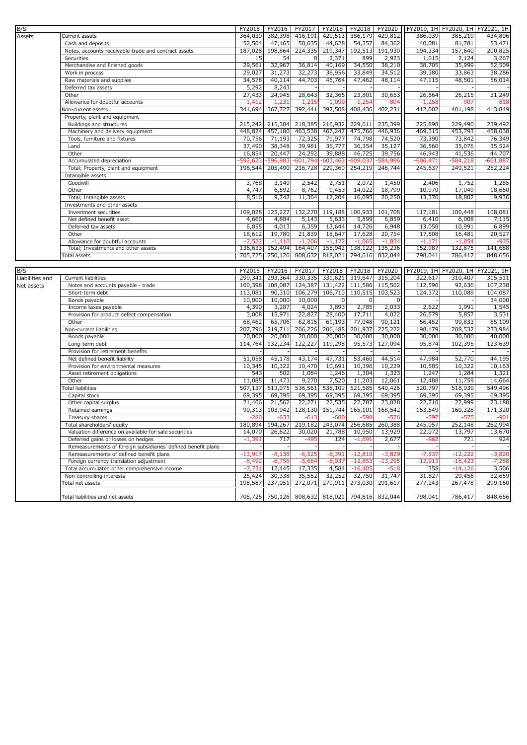| B/S | | FY2015 | FY2016 | FY2017 | FY2018 | FY2018 | FY2020 | FY2019, 1H | FY2020, 1H | FY2021, 1H |
|---|---|---|---|---|---|---|---|---|---|---|
| Assets | Current assets | 364,030 | 382,398 | 416,191 | 420,513 | 386,179 | 429,812 | 386,039 | 385,219 | 434,806 |
| | Cash and deposits | 52,504 | 47,165 | 50,635 | 44,628 | 54,357 | 84,362 | 40,081 | 81,781 | 53,471 |
| | Notes, accounts receivable-trade and contract assets | 187,028 | 198,864 | 224,335 | 219,347 | 192,513 | 191,930 | 194,334 | 157,640 | 200,825 |
| | Securities | 15 | 54 | 0 | 2,371 | 899 | 2,923 | 1,015 | 2,124 | 3,267 |
| | Merchandise and finished goods | 29,561 | 32,967 | 36,814 | 40,169 | 34,550 | 38,210 | 38,705 | 35,999 | 52,509 |
| | Work in process | 29,027 | 31,273 | 32,273 | 36,956 | 33,849 | 34,512 | 39,380 | 33,863 | 38,286 |
| | Raw materials and supplies | 34,578 | 40,114 | 44,703 | 45,764 | 47,462 | 48,114 | 47,115 | 48,501 | 56,014 |
| | Deferred tax assets | 5,292 | 8,243 | - | - | - | - | - | - | - |
| | Other | 27,433 | 24,945 | 28,643 | 32,365 | 23,801 | 30,653 | 26,664 | 26,215 | 31,249 |
| | Allowance for doubtful accounts | -1,412 | -1,231 | -1,215 | -1,090 | -1,254 | -894 | -1,258 | -907 | -818 |
| | Non-current assets | 341,694 | 367,727 | 392,441 | 397,508 | 408,436 | 402,231 | 412,002 | 401,198 | 413,849 |
| | Property, plant and equipment | | | | | | | | | |
| | Buildings and structures | 215,242 | 215,304 | 218,385 | 216,932 | 229,611 | 235,399 | 225,898 | 229,490 | 239,492 |
| | Machinery and delivery equipment | 448,824 | 457,180 | 463,538 | 467,247 | 475,766 | 446,936 | 469,315 | 453,793 | 458,038 |
| | Tools, furniture and fixtures | 70,756 | 71,193 | 72,325 | 71,977 | 74,798 | 74,520 | 73,390 | 73,842 | 76,349 |
| | Land | 37,490 | 38,348 | 39,981 | 36,777 | 36,354 | 35,127 | 36,560 | 35,076 | 35,524 |
| | Other | 16,854 | 20,447 | 24,292 | 39,888 | 46,725 | 39,756 | 46,943 | 41,536 | 44,707 |
| | Accumulated depreciation | -592,623 | -596,983 | -601,794 | -603,463 | -609,037 | -584,996 | -606,471 | -584,218 | -601,887 |
| | Total; Property, plant and equipment | 196,544 | 205,490 | 216,728 | 229,360 | 254,219 | 246,744 | 245,637 | 249,521 | 252,224 |
| | Intangible assets | | | | | | | | | |
| | Goodwill | 3,768 | 3,149 | 2,542 | 2,751 | 2,072 | 1,450 | 2,406 | 1,752 | 1,285 |
| | Other | 4,747 | 6,592 | 8,762 | 9,453 | 14,022 | 18,799 | 10,970 | 17,049 | 18,650 |
| | Total; Intangible assets | 8,516 | 9,742 | 11,304 | 12,204 | 16,095 | 20,250 | 13,376 | 18,802 | 19,936 |
| | Investments and other assets | | | | | | | | | |
| | Investment securities | 109,028 | 125,227 | 132,270 | 119,188 | 100,933 | 101,708 | 117,181 | 100,448 | 108,081 |
| | Net defined benefit asset | 4,660 | 4,884 | 5,143 | 5,633 | 5,899 | 6,859 | 6,410 | 6,008 | 7,115 |
| | Deferred tax assets | 6,855 | 4,013 | 6,359 | 13,644 | 14,726 | 6,948 | 13,058 | 10,991 | 6,899 |
| | Other | 18,612 | 19,780 | 21,839 | 18,647 | 17,628 | 20,754 | 17,508 | 16,481 | 20,527 |
| | Allowance for doubtful accounts | -2,522 | -1,410 | -1,206 | -1,172 | -1,065 | -1,034 | -1,171 | -1,054 | -935 |
| | Total; Investments and other assets | 136,633 | 152,494 | 164,407 | 155,942 | 138,122 | 135,236 | 152,987 | 132,875 | 141,688 |
| | Total assets | 705,725 | 750,126 | 808,632 | 818,021 | 794,616 | 832,044 | 798,041 | 786,417 | 848,656 |

| B/S | | FY2015 | FY2016 | FY2017 | FY2018 | FY2018 | FY2020 | FY2019, 1H | FY2020, 1H | FY2021, 1H |
|---|---|---|---|---|---|---|---|---|---|---|
| Liabilities and Net assets | Current liabilities | 299,341 | 293,364 | 330,335 | 331,621 | 319,647 | 315,204 | 322,617 | 310,407 | 315,511 |
| | Notes and accounts payable - trade | 100,398 | 108,087 | 124,387 | 131,422 | 111,586 | 115,502 | 112,590 | 92,636 | 107,238 |
| | Short-term debt | 113,081 | 90,310 | 106,279 | 106,710 | 110,515 | 103,523 | 124,372 | 110,089 | 104,087 |
| | Bonds payable | 10,000 | 10,000 | 10,000 | 0 | 0 | 0 | - | - | 34,000 |
| | Income taxes payable | 4,390 | 3,287 | 4,024 | 3,893 | 2,785 | 2,033 | 2,622 | 1,991 | 1,545 |
| | Provision for product defect compensation | 3,008 | 15,971 | 22,827 | 28,400 | 17,711 | 4,022 | 26,579 | 5,857 | 3,531 |
| | Other | 68,462 | 65,706 | 62,815 | 61,193 | 77,048 | 90,121 | 56,452 | 99,833 | 65,109 |
| | Non-current liabilities | 207,796 | 219,711 | 206,226 | 206,488 | 201,937 | 225,222 | 198,179 | 208,532 | 233,984 |
| | Bonds payable | 20,000 | 20,000 | 20,000 | 20,000 | 30,000 | 30,000 | 30,000 | 30,000 | 40,000 |
| | Long-term debt | 114,764 | 132,234 | 122,227 | 119,298 | 95,573 | 127,094 | 95,874 | 102,395 | 123,639 |
| | Provision for retirement benefits | - | - | - | - | - | - | - | - | - |
| | Net defined benefit liability | 51,058 | 45,178 | 43,174 | 47,731 | 53,460 | 44,514 | 47,984 | 52,770 | 44,195 |
| | Provision for environmental measures | 10,345 | 10,322 | 10,470 | 10,691 | 10,396 | 10,229 | 10,585 | 10,322 | 10,163 |
| | Asset retirement obligations | 543 | 502 | 1,084 | 1,246 | 1,304 | 1,323 | 1,247 | 1,284 | 1,321 |
| | Other | 11,085 | 11,473 | 9,270 | 7,520 | 11,203 | 12,061 | 12,488 | 11,759 | 14,664 |
| | Total liabilities | 507,137 | 513,075 | 536,561 | 538,109 | 521,585 | 540,426 | 520,797 | 518,939 | 549,496 |
| | Capital stock | 69,395 | 69,395 | 69,395 | 69,395 | 69,395 | 69,395 | 69,395 | 69,395 | 69,395 |
| | Other capital surplus | 21,466 | 21,562 | 22,271 | 22,535 | 22,787 | 23,028 | 22,710 | 22,999 | 23,180 |
| | Retained earnings | 90,313 | 103,942 | 128,130 | 151,744 | 165,101 | 168,542 | 153,549 | 160,328 | 171,320 |
| | Treasury shares | -280 | -633 | -613 | -600 | -598 | -576 | -597 | -575 | -901 |
| | Total shareholders' equity | 180,894 | 194,267 | 219,182 | 243,074 | 256,685 | 260,388 | 245,057 | 252,148 | 262,994 |
| | Valuation difference on available-for-sale securities | 14,070 | 26,622 | 30,020 | 21,788 | 10,950 | 13,929 | 22,072 | 13,797 | 13,670 |
| | Deferred gains or losses on hedges | -1,391 | 717 | -495 | 124 | -1,691 | 2,677 | -962 | 721 | 924 |
| | Remeasurements of foreign subsidiaries' defined benefit plans | - | - | - | - | - | - | - | - | - |
| | Remeasurements of defined benefit plans | -13,917 | -8,138 | -6,525 | -8,391 | -12,810 | -3,829 | -7,837 | -12,222 | -3,820 |
| | Foreign currency translation adjustment | -6,492 | -6,756 | -5,664 | -8,937 | -12,853 | -13,295 | -12,913 | -16,423 | -7,268 |
| | Total accumulated other comprehensive income | -7,731 | 12,445 | 17,335 | 4,584 | -16,405 | -518 | 358 | -14,126 | 3,506 |
| | Non-controlling interests | 25,424 | 30,338 | 35,552 | 32,252 | 32,750 | 31,747 | 31,827 | 29,456 | 32,659 |
| | Total net assets | 198,587 | 237,051 | 272,071 | 279,911 | 273,030 | 291,617 | 277,243 | 267,478 | 299,160 |
| | Total liabilities and net assets | 705,725 | 750,126 | 808,632 | 818,021 | 794,616 | 832,044 | 798,041 | 786,417 | 848,656 |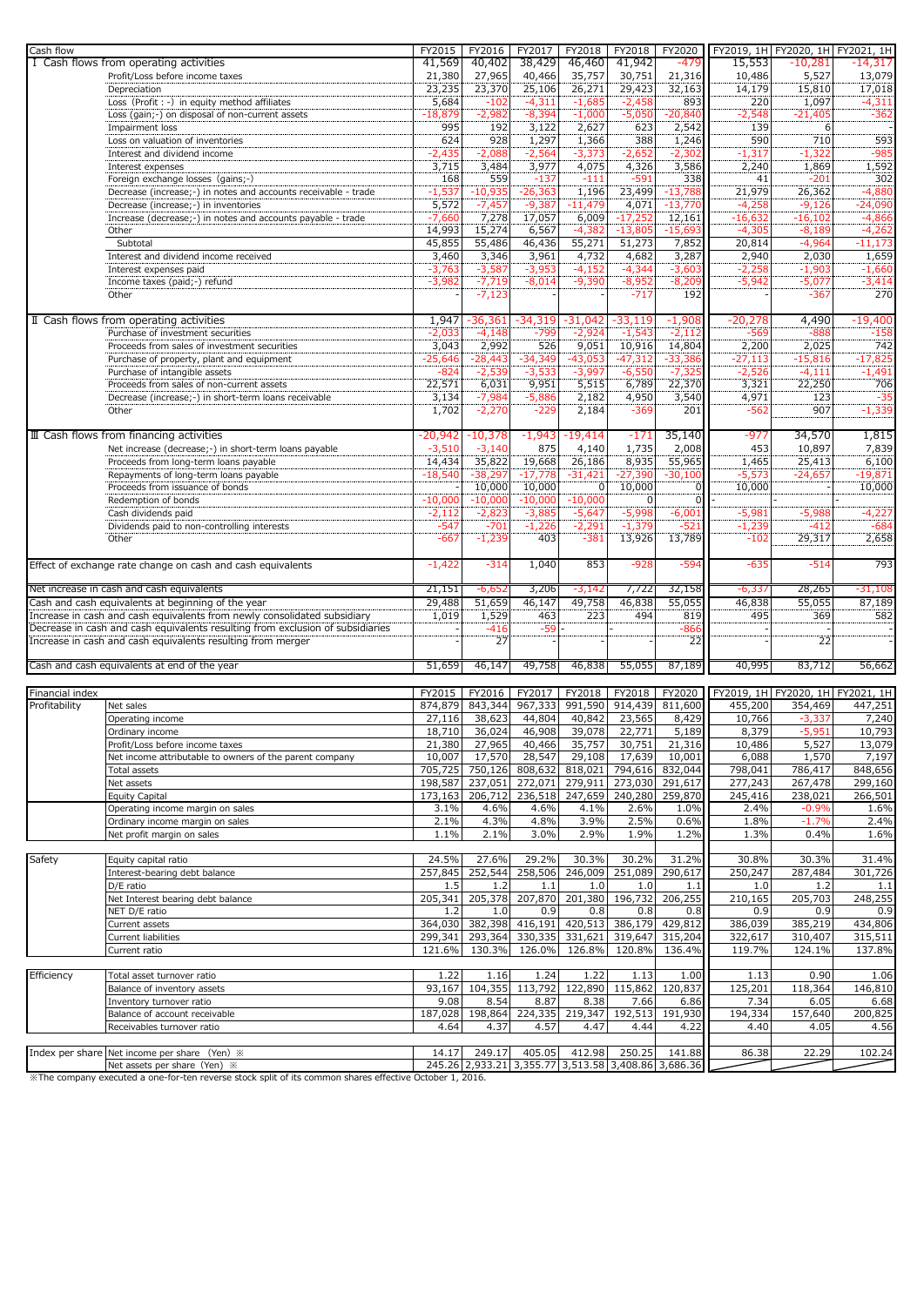| Cash flow | | FY2015 | FY2016 | FY2017 | FY2018 | FY2018 | FY2020 | FY2019, 1H | FY2020, 1H | FY2021, 1H |
|---|---|---|---|---|---|---|---|---|---|---|
| Ⅰ Cash flows from operating activities | | 41,569 | 40,402 | 38,429 | 46,460 | 41,942 | -479 | 15,553 | -10,281 | -14,317 |
| | Profit/Loss before income taxes | 21,380 | 27,965 | 40,466 | 35,757 | 30,751 | 21,316 | 10,486 | 5,527 | 13,079 |
| | Depreciation | 23,235 | 23,370 | 25,106 | 26,271 | 29,423 | 32,163 | 14,179 | 15,810 | 17,018 |
| | Loss (Profit : -) in equity method affiliates | 5,684 | -102 | -4,311 | -1,685 | -2,458 | 893 | 220 | 1,097 | -4,311 |
| | Loss (gain;-) on disposal of non-current assets | -18,879 | -2,982 | -8,394 | -1,000 | -5,050 | -20,840 | -2,548 | -21,405 | -362 |
| | Impairment loss | 995 | 192 | 3,122 | 2,627 | 623 | 2,542 | 139 | 6 | - |
| | Loss on valuation of inventories | 624 | 928 | 1,297 | 1,366 | 388 | 1,246 | 590 | 710 | 593 |
| | Interest and dividend income | -2,435 | -2,088 | -2,564 | -3,373 | -2,652 | -2,302 | -1,317 | -1,322 | -985 |
| | Interest expenses | 3,715 | 3,484 | 3,977 | 4,075 | 4,326 | 3,586 | 2,240 | 1,869 | 1,592 |
| | Foreign exchange losses (gains;-) | 168 | 559 | -137 | -111 | -591 | 338 | 41 | -201 | 302 |
| | Decrease (increase;-) in notes and accounts receivable - trade | -1,537 | -10,935 | -26,363 | 1,196 | 23,499 | -13,788 | 21,979 | 26,362 | -4,880 |
| | Decrease (increase;-) in inventories | 5,572 | -7,457 | -9,387 | -11,479 | 4,071 | -13,770 | -4,258 | -9,126 | -24,090 |
| | Increase (decrease;-) in notes and accounts payable - trade | -7,660 | 7,278 | 17,057 | 6,009 | -17,252 | 12,161 | -16,632 | -16,102 | -4,866 |
| | Other | 14,993 | 15,274 | 6,567 | -4,382 | -13,805 | -15,693 | -4,305 | -8,189 | -4,262 |
| | Subtotal | 45,855 | 55,486 | 46,436 | 55,271 | 51,273 | 7,852 | 20,814 | -4,964 | -11,173 |
| | Interest and dividend income received | 3,460 | 3,346 | 3,961 | 4,732 | 4,682 | 3,287 | 2,940 | 2,030 | 1,659 |
| | Interest expenses paid | -3,763 | -3,587 | -3,953 | -4,152 | -4,344 | -3,603 | -2,258 | -1,903 | -1,660 |
| | Income taxes (paid;-) refund | -3,982 | -7,719 | -8,014 | -9,390 | -8,952 | -8,209 | -5,942 | -5,077 | -3,414 |
| | Other | | -7,123 | | - | -717 | 192 | | -367 | 270 |
| Ⅱ Cash flows from operating activities | | 1,947 | -36,361 | -34,319 | -31,042 | -33,119 | -1,908 | -20,278 | 4,490 | -19,400 |
| | Purchase of investment securities | -2,033 | -4,148 | -799 | -2,924 | -1,543 | -2,112 | -569 | -888 | -158 |
| | Proceeds from sales of investment securities | 3,043 | 2,992 | 526 | 9,051 | 10,916 | 14,804 | 2,200 | 2,025 | 742 |
| | Purchase of property, plant and equipment | -25,646 | -28,443 | -34,349 | -43,053 | -47,312 | -33,386 | -27,113 | -15,816 | -17,825 |
| | Purchase of intangible assets | -824 | -2,539 | -3,533 | -3,997 | -6,550 | -7,325 | -2,526 | -4,111 | -1,491 |
| | Proceeds from sales of non-current assets | 22,571 | 6,031 | 9,951 | 5,515 | 6,789 | 22,370 | 3,321 | 22,250 | 706 |
| | Decrease (increase;-) in short-term loans receivable | 3,134 | -7,984 | -5,886 | 2,182 | 4,950 | 3,540 | 4,971 | 123 | -35 |
| | Other | 1,702 | -2,270 | -229 | 2,184 | -369 | 201 | -562 | 907 | -1,339 |
| Ⅲ Cash flows from financing activities | | -20,942 | -10,378 | -1,943 | -19,414 | -171 | 35,140 | -977 | 34,570 | 1,815 |
| | Net increase (decrease;-) in short-term loans payable | -3,510 | -3,140 | 875 | 4,140 | 1,735 | 2,008 | 453 | 10,897 | 7,839 |
| | Proceeds from long-term loans payable | 14,434 | 35,822 | 19,668 | 26,186 | 8,935 | 55,965 | 1,465 | 25,413 | 6,100 |
| | Repayments of long-term loans payable | -18,540 | -38,297 | -17,778 | -31,421 | -27,390 | -30,100 | -5,573 | -24,657 | -19,871 |
| | Proceeds from issuance of bonds | | 10,000 | 10,000 | 0 | 10,000 | 0 | 10,000 | | 10,000 |
| | Redemption of bonds | -10,000 | -10,000 | -10,000 | -10,000 | 0 | 0 | - | - | - |
| | Cash dividends paid | -2,112 | -2,823 | -3,885 | -5,647 | -5,998 | -6,001 | -5,981 | -5,988 | -4,227 |
| | Dividends paid to non-controlling interests | -547 | -701 | -1,226 | -2,291 | -1,379 | -521 | -1,239 | -412 | -684 |
| | Other | -667 | -1,239 | 403 | -381 | 13,926 | 13,789 | -102 | 29,317 | 2,658 |
| Effect of exchange rate change on cash and cash equivalents | | -1,422 | -314 | 1,040 | 853 | -928 | -594 | -635 | -514 | 793 |
| Net increase in cash and cash equivalents | | 21,151 | -6,652 | 3,206 | -3,142 | 7,722 | 32,158 | -6,337 | 28,265 | -31,108 |
| Cash and cash equivalents at beginning of the year | | 29,488 | 51,659 | 46,147 | 49,758 | 46,838 | 55,055 | 46,838 | 55,055 | 87,189 |
| Increase in cash and cash equivalents from newly consolidated subsidiary | | 1,019 | 1,529 | 463 | 223 | 494 | 819 | 495 | 369 | 582 |
| Decrease in cash and cash equivalents resulting from exclusion of subsidiaries | | - | -416 | -59 | - | - | -866 | - | - | - |
| Increase in cash and cash equivalents resulting from merger | | - | 27 | - | - | - | 22 | - | 22 | - |
| Cash and cash equivalents at end of the year | | 51,659 | 46,147 | 49,758 | 46,838 | 55,055 | 87,189 | 40,995 | 83,712 | 56,662 |

| Financial index | | FY2015 | FY2016 | FY2017 | FY2018 | FY2018 | FY2020 | FY2019, 1H | FY2020, 1H | FY2021, 1H |
|---|---|---|---|---|---|---|---|---|---|---|
| Profitability | Net sales | 874,879 | 843,344 | 967,333 | 991,590 | 914,439 | 811,600 | 455,200 | 354,469 | 447,251 |
| | Operating income | 27,116 | 38,623 | 44,804 | 40,842 | 23,565 | 8,429 | 10,766 | -3,337 | 7,240 |
| | Ordinary income | 18,710 | 36,024 | 46,908 | 39,078 | 22,771 | 5,189 | 8,379 | -5,951 | 10,793 |
| | Profit/Loss before income taxes | 21,380 | 27,965 | 40,466 | 35,757 | 30,751 | 21,316 | 10,486 | 5,527 | 13,079 |
| | Net income attributable to owners of the parent company | 10,007 | 17,570 | 28,547 | 29,108 | 17,639 | 10,001 | 6,088 | 1,570 | 7,197 |
| | Total assets | 705,725 | 750,126 | 808,632 | 818,021 | 794,616 | 832,044 | 798,041 | 786,417 | 848,656 |
| | Net assets | 198,587 | 237,051 | 272,071 | 279,911 | 273,030 | 291,617 | 277,243 | 267,478 | 299,160 |
| | Equity Capital | 173,163 | 206,712 | 236,518 | 247,659 | 240,280 | 259,870 | 245,416 | 238,021 | 266,501 |
| | Operating income margin on sales | 3.1% | 4.6% | 4.6% | 4.1% | 2.6% | 1.0% | 2.4% | -0.9% | 1.6% |
| | Ordinary income margin on sales | 2.1% | 4.3% | 4.8% | 3.9% | 2.5% | 0.6% | 1.8% | -1.7% | 2.4% |
| | Net profit margin on sales | 1.1% | 2.1% | 3.0% | 2.9% | 1.9% | 1.2% | 1.3% | 0.4% | 1.6% |
| Safety | Equity capital ratio | 24.5% | 27.6% | 29.2% | 30.3% | 30.2% | 31.2% | 30.8% | 30.3% | 31.4% |
| | Interest-bearing debt balance | 257,845 | 252,544 | 258,506 | 246,009 | 251,089 | 290,617 | 250,247 | 287,484 | 301,726 |
| | D/E ratio | 1.5 | 1.2 | 1.1 | 1.0 | 1.0 | 1.1 | 1.0 | 1.2 | 1.1 |
| | Net Interest bearing debt balance | 205,341 | 205,378 | 207,870 | 201,380 | 196,732 | 206,255 | 210,165 | 205,703 | 248,255 |
| | NET D/E ratio | 1.2 | 1.0 | 0.9 | 0.8 | 0.8 | 0.8 | 0.9 | 0.9 | 0.9 |
| | Current assets | 364,030 | 382,398 | 416,191 | 420,513 | 386,179 | 429,812 | 386,039 | 385,219 | 434,806 |
| | Current liabilities | 299,341 | 293,364 | 330,335 | 331,621 | 319,647 | 315,204 | 322,617 | 310,407 | 315,511 |
| | Current ratio | 121.6% | 130.3% | 126.0% | 126.8% | 120.8% | 136.4% | 119.7% | 124.1% | 137.8% |
| Efficiency | Total asset turnover ratio | 1.22 | 1.16 | 1.24 | 1.22 | 1.13 | 1.00 | 1.13 | 0.90 | 1.06 |
| | Balance of inventory assets | 93,167 | 104,355 | 113,792 | 122,890 | 115,862 | 120,837 | 125,201 | 118,364 | 146,810 |
| | Inventory turnover ratio | 9.08 | 8.54 | 8.87 | 8.38 | 7.66 | 6.86 | 7.34 | 6.05 | 6.68 |
| | Balance of account receivable | 187,028 | 198,864 | 224,335 | 219,347 | 192,513 | 191,930 | 194,334 | 157,640 | 200,825 |
| | Receivables turnover ratio | 4.64 | 4.37 | 4.57 | 4.47 | 4.44 | 4.22 | 4.40 | 4.05 | 4.56 |
| Index per share | Net income per share (Yen) ※ | 14.17 | 249.17 | 405.05 | 412.98 | 250.25 | 141.88 | 86.38 | 22.29 | 102.24 |
| | Net assets per share (Yen) ※ | 245.26 | 2,933.21 | 3,355.77 | 3,513.58 | 3,408.86 | 3,686.36 | | | |

※The company executed a one-for-ten reverse stock split of its common shares effective October 1, 2016.